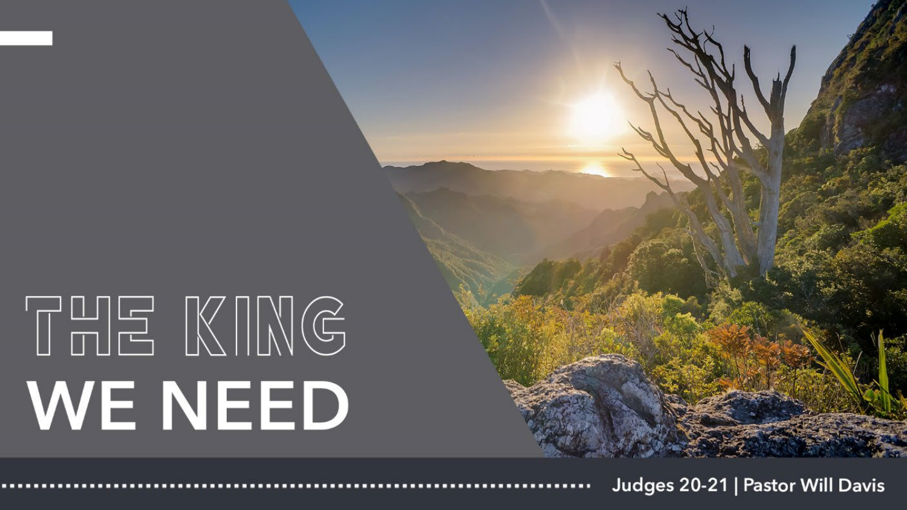# THE KING WE NEED

Judges 20-21 | Pastor Will Davis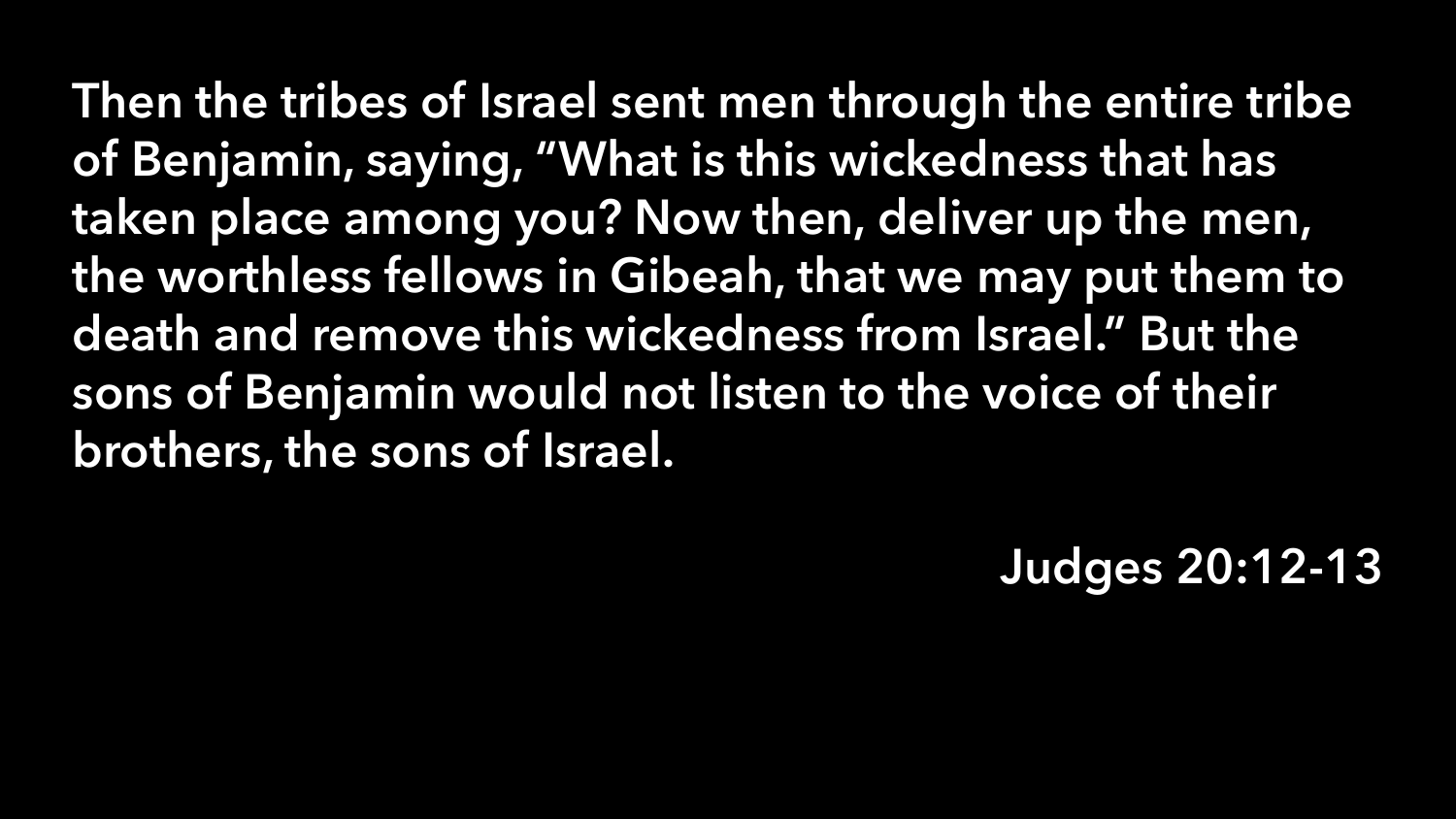**Then the tribes of Israel sent men through the entire tribe of Benjamin, saying, "What is this wickedness that has taken place among you? Now then, deliver up the men, the worthless fellows in Gibeah, that we may put them to death and remove this wickedness from Israel." But the sons of Benjamin would not listen to the voice of their brothers, the sons of Israel.**

**Judges 20:12-13**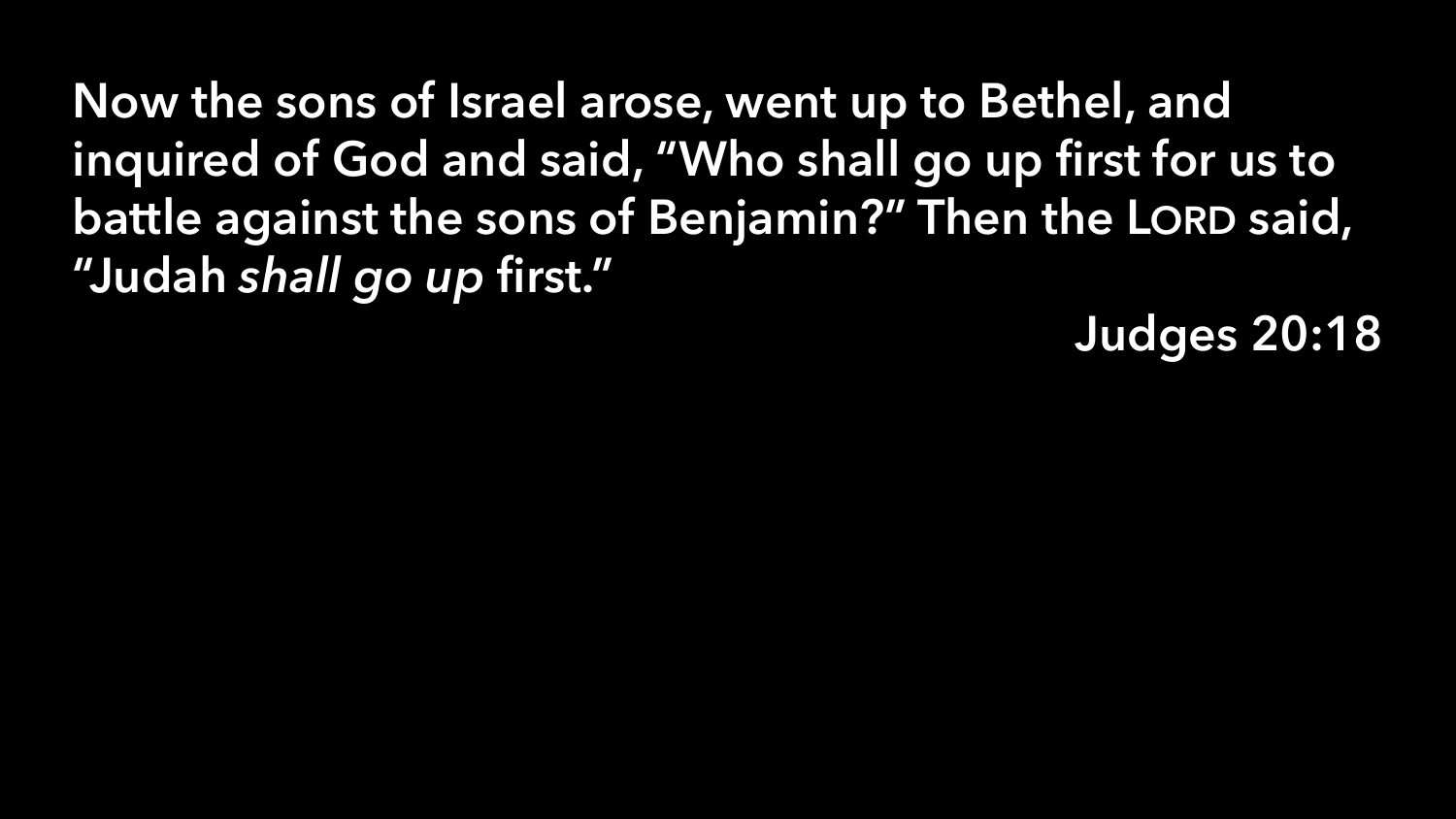**Now the sons of Israel arose, went up to Bethel, and inquired of God and said, "Who shall go up first for us to battle against the sons of Benjamin?" Then the LORD said, "Judah *shall go up* first."**

**Judges 20:18**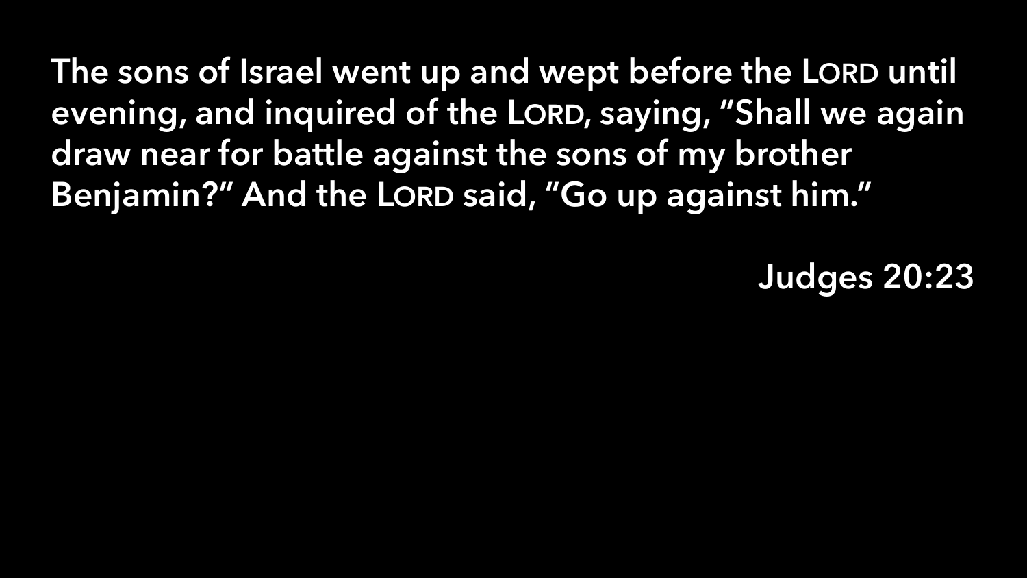The sons of Israel went up and wept before the LORD until evening, and inquired of the LORD, saying, "Shall we again draw near for battle against the sons of my brother Benjamin?" And the LORD said, "Go up against him."

Judges 20:23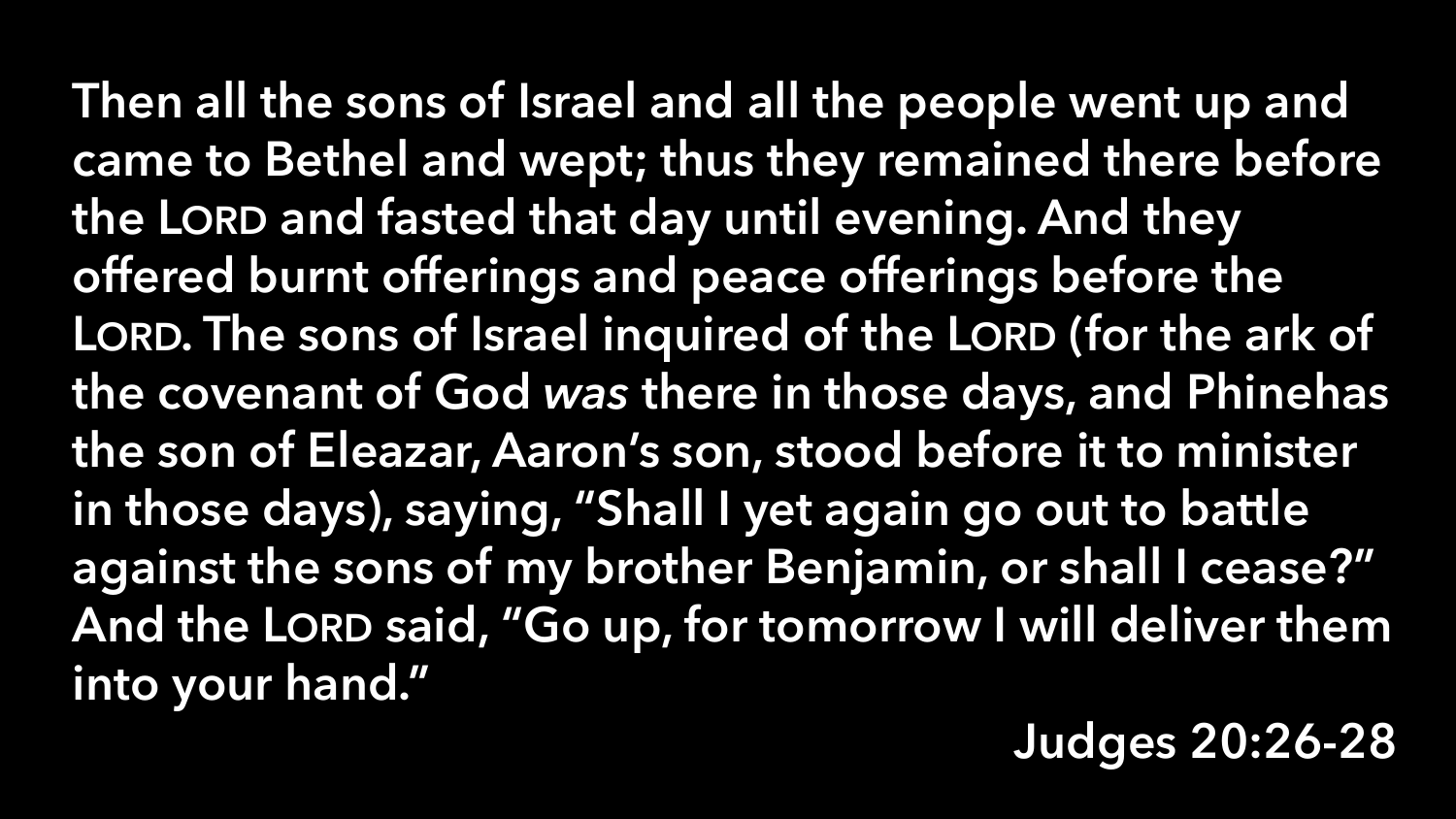Then all the sons of Israel and all the people went up and came to Bethel and wept; thus they remained there before the LORD and fasted that day until evening. And they offered burnt offerings and peace offerings before the LORD. The sons of Israel inquired of the LORD (for the ark of the covenant of God *was* there in those days, and Phinehas the son of Eleazar, Aaron's son, stood before it to minister in those days), saying, "Shall I yet again go out to battle against the sons of my brother Benjamin, or shall I cease?" And the LORD said, "Go up, for tomorrow I will deliver them into your hand."

Judges 20:26-28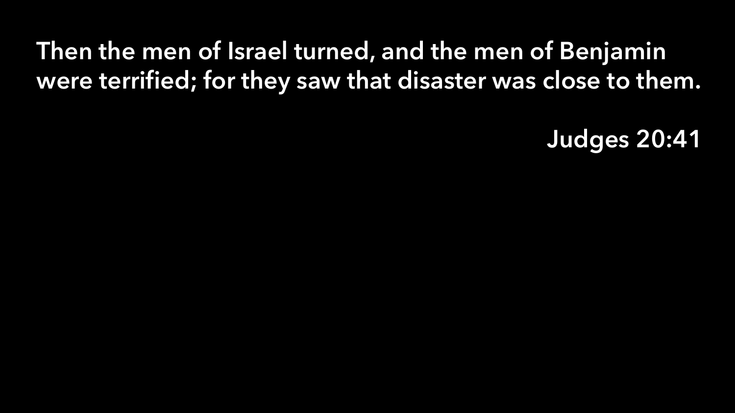Then the men of Israel turned, and the men of Benjamin were terrified; for they saw that disaster was close to them.

Judges 20:41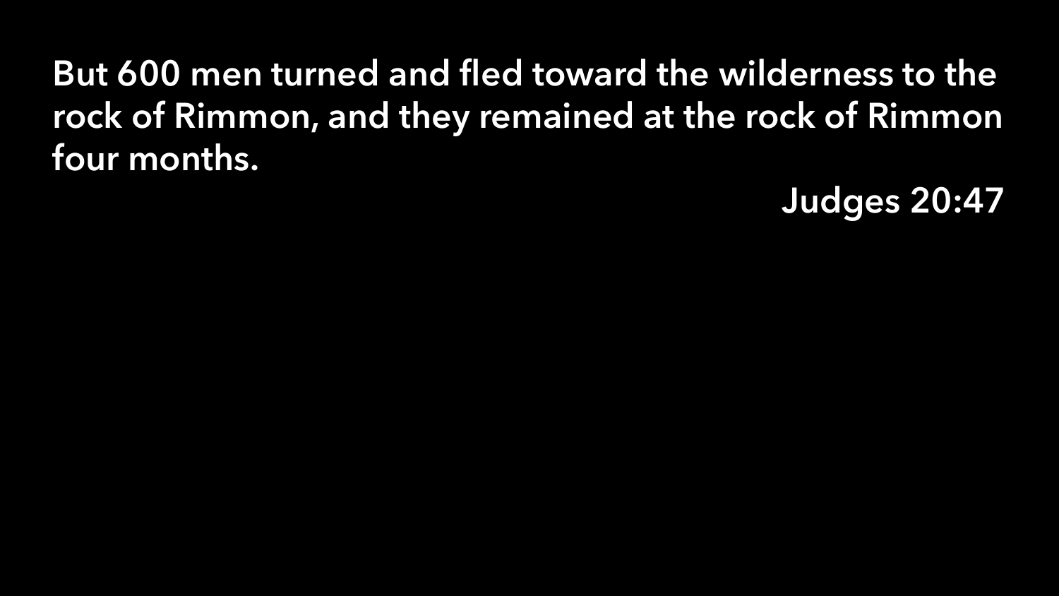**But 600 men turned and fled toward the wilderness to the rock of Rimmon, and they remained at the rock of Rimmon four months.**

**Judges 20:47**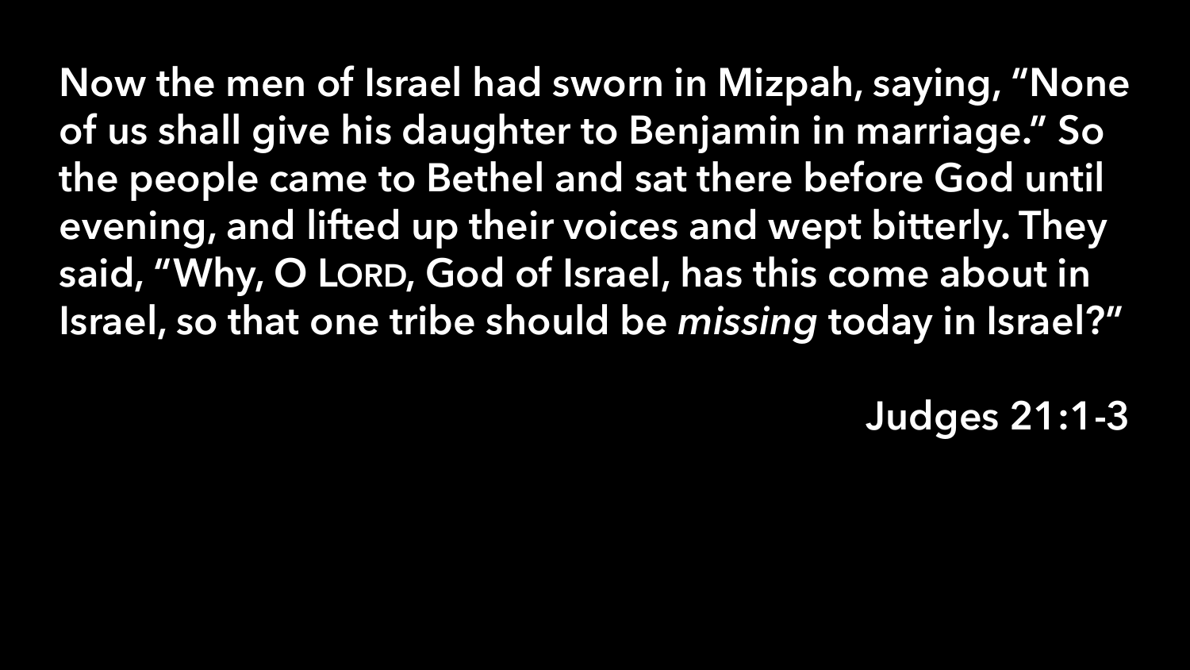Now the men of Israel had sworn in Mizpah, saying, "None of us shall give his daughter to Benjamin in marriage." So the people came to Bethel and sat there before God until evening, and lifted up their voices and wept bitterly. They said, "Why, O LORD, God of Israel, has this come about in Israel, so that one tribe should be *missing* today in Israel?"

Judges 21:1-3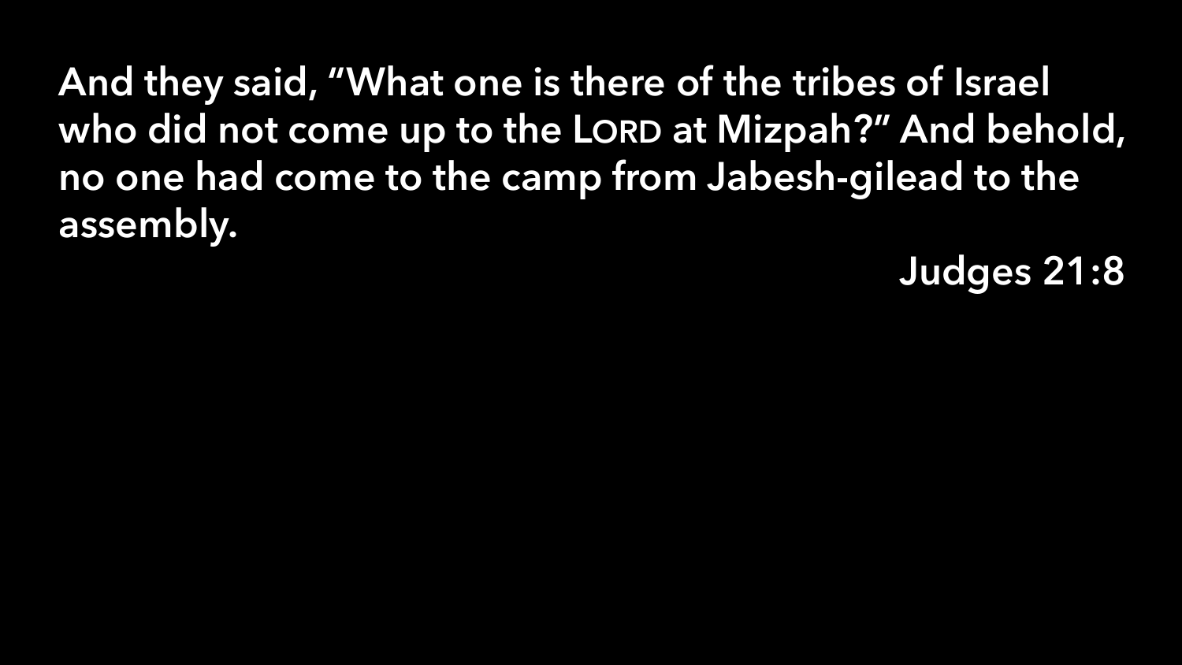And they said, "What one is there of the tribes of Israel who did not come up to the LORD at Mizpah?" And behold, no one had come to the camp from Jabesh-gilead to the assembly.

Judges 21:8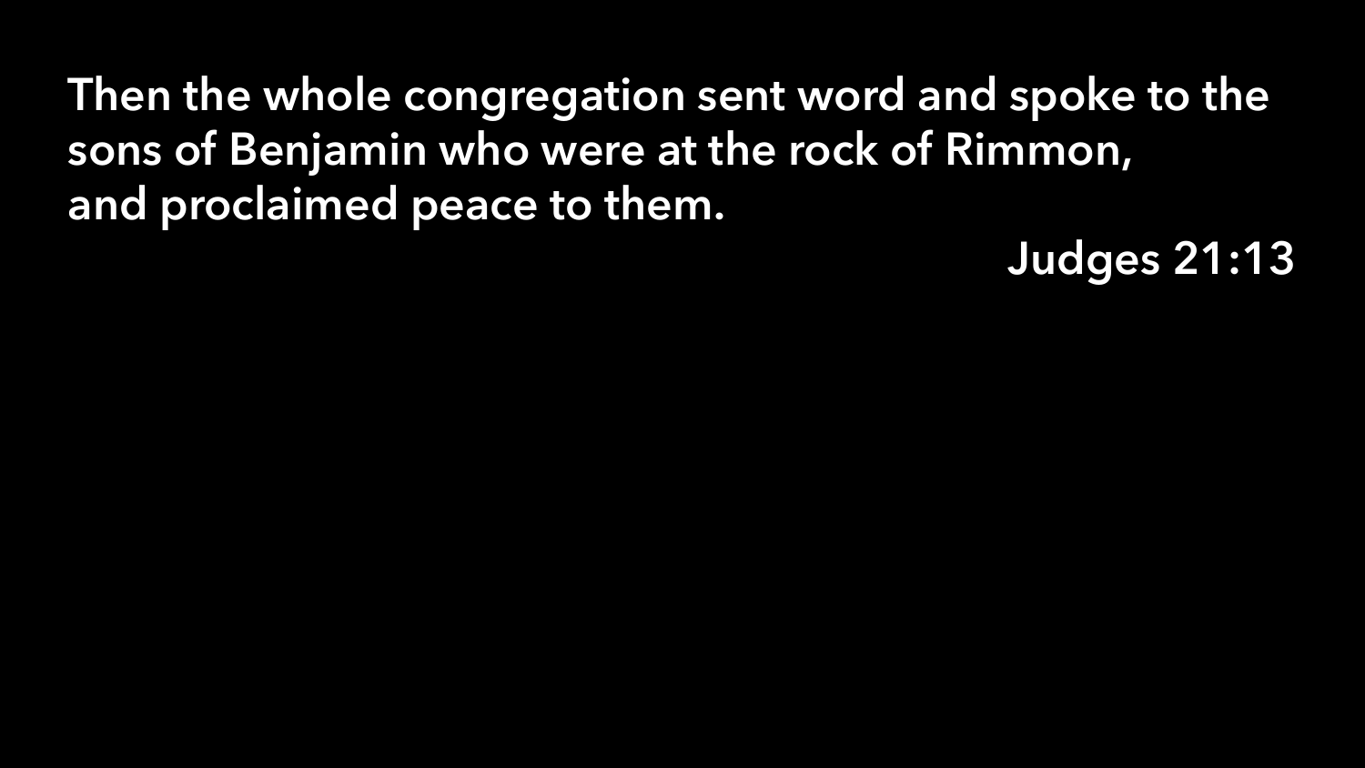Then the whole congregation sent word and spoke to the sons of Benjamin who were at the rock of Rimmon, and proclaimed peace to them.

Judges 21:13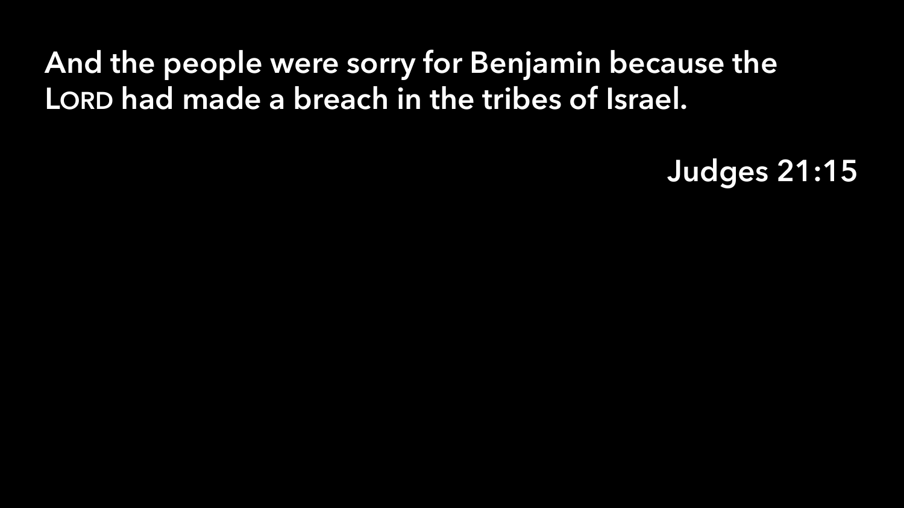And the people were sorry for Benjamin because the LORD had made a breach in the tribes of Israel.

Judges 21:15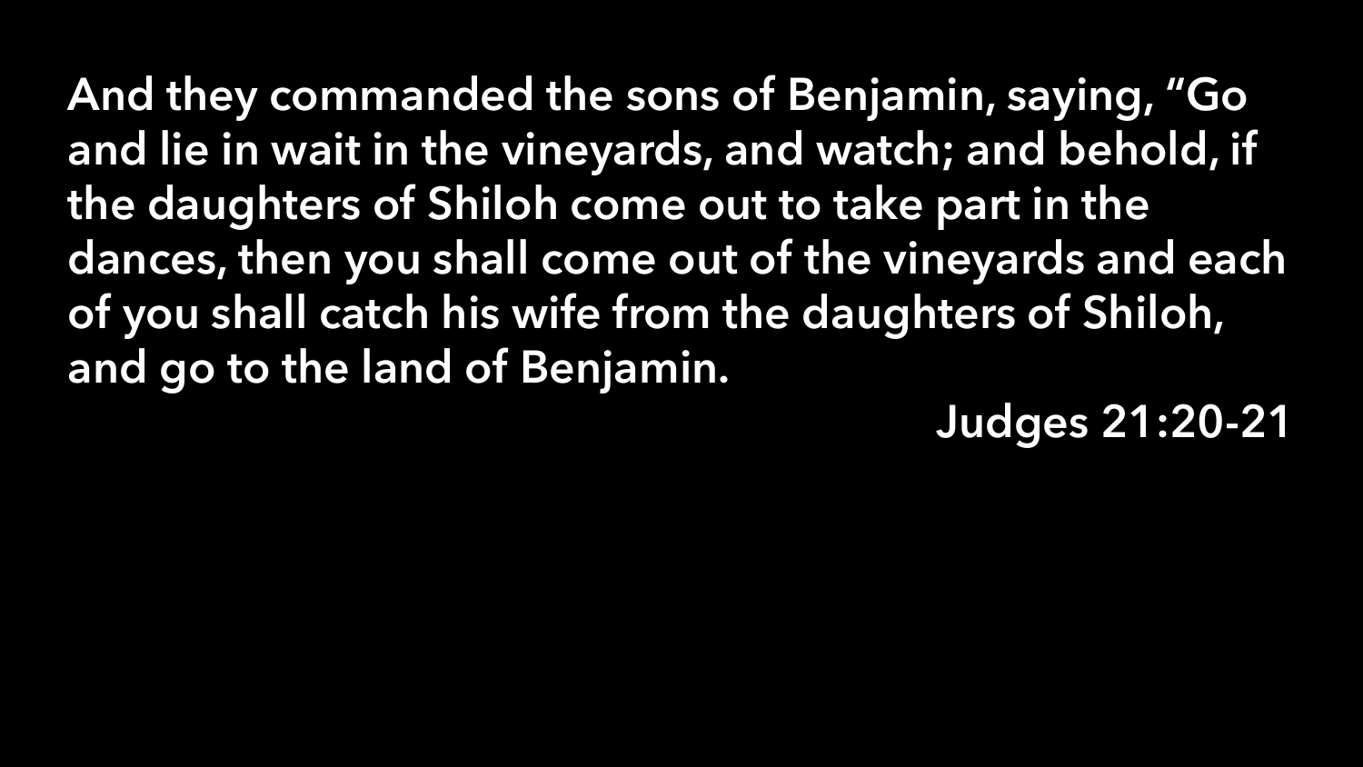And they commanded the sons of Benjamin, saying, “Go and lie in wait in the vineyards, and watch; and behold, if the daughters of Shiloh come out to take part in the dances, then you shall come out of the vineyards and each of you shall catch his wife from the daughters of Shiloh, and go to the land of Benjamin.

Judges 21:20-21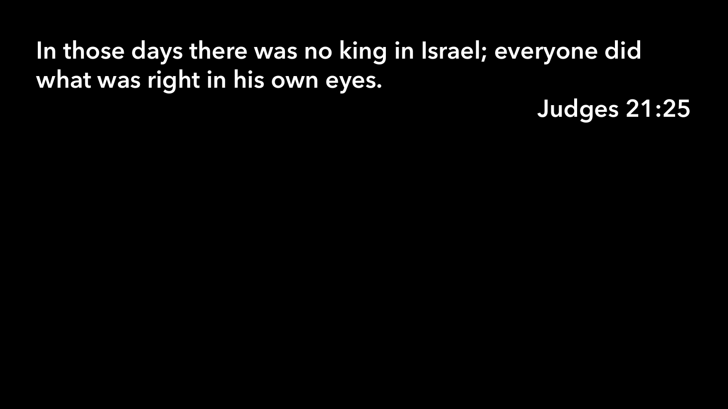In those days there was no king in Israel; everyone did what was right in his own eyes.

Judges 21:25